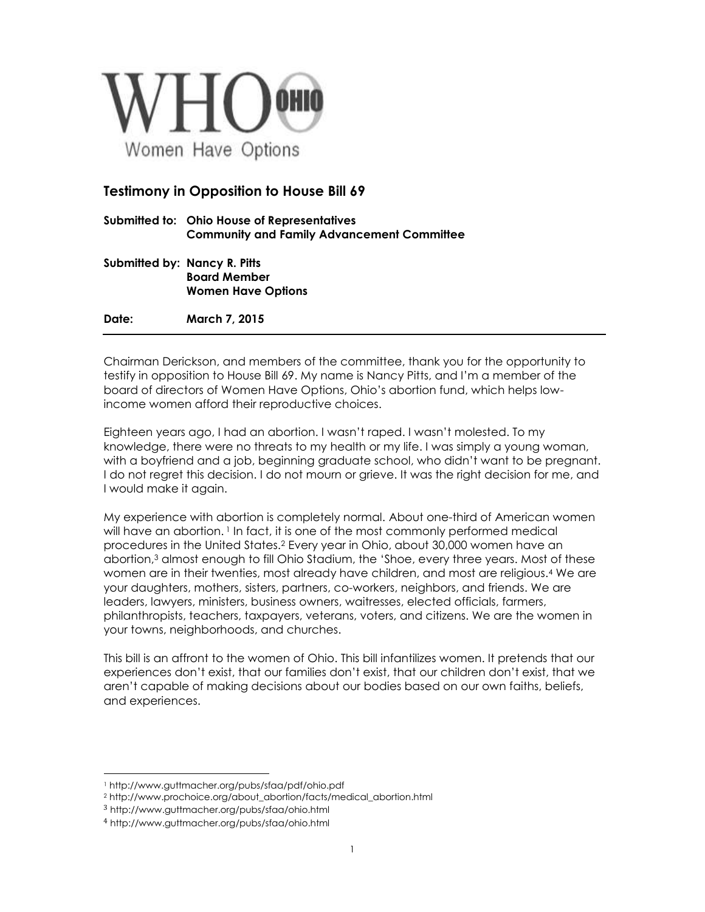WHO OHIO

Women Have Options

## Testimony in Opposition to House Bill 69

**Submitted to: Ohio House of Representatives**
**Community and Family Advancement Committee**

**Submitted by: Nancy R. Pitts**
**Board Member**
**Women Have Options**

**Date: March 7, 2015**

---

Chairman Derickson, and members of the committee, thank you for the opportunity to testify in opposition to House Bill 69. My name is Nancy Pitts, and I'm a member of the board of directors of Women Have Options, Ohio's abortion fund, which helps low-income women afford their reproductive choices.

Eighteen years ago, I had an abortion. I wasn't raped. I wasn't molested. To my knowledge, there were no threats to my health or my life. I was simply a young woman, with a boyfriend and a job, beginning graduate school, who didn't want to be pregnant. I do not regret this decision. I do not mourn or grieve. It was the right decision for me, and I would make it again.

My experience with abortion is completely normal. About one-third of American women will have an abortion. [1] In fact, it is one of the most commonly performed medical procedures in the United States.[2] Every year in Ohio, about 30,000 women have an abortion,[3] almost enough to fill Ohio Stadium, the 'Shoe, every three years. Most of these women are in their twenties, most already have children, and most are religious.[4] We are your daughters, mothers, sisters, partners, co-workers, neighbors, and friends. We are leaders, lawyers, ministers, business owners, waitresses, elected officials, farmers, philanthropists, teachers, taxpayers, veterans, voters, and citizens. We are the women in your towns, neighborhoods, and churches.

This bill is an affront to the women of Ohio. This bill infantilizes women. It pretends that our experiences don't exist, that our families don't exist, that our children don't exist, that we aren't capable of making decisions about our bodies based on our own faiths, beliefs, and experiences.

---

[1] http://www.guttmacher.org/pubs/sfaa/pdf/ohio.pdf
[2] http://www.prochoice.org/about_abortion/facts/medical_abortion.html
[3] http://www.guttmacher.org/pubs/sfaa/ohio.html
[4] http://www.guttmacher.org/pubs/sfaa/ohio.html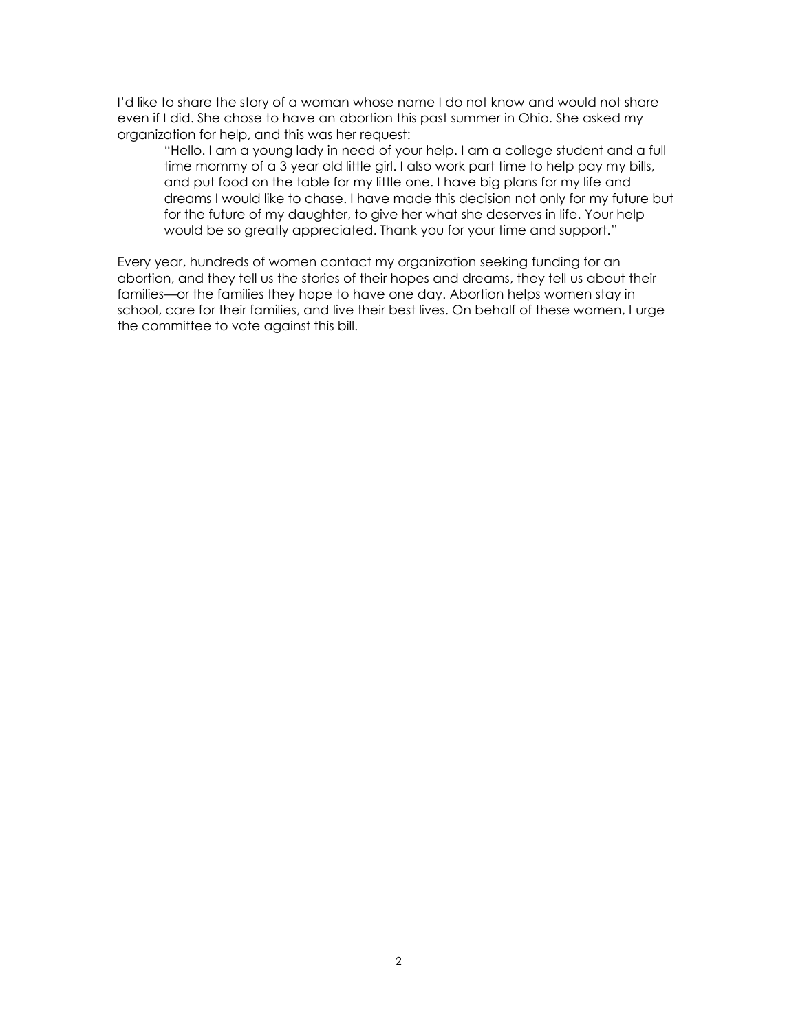I'd like to share the story of a woman whose name I do not know and would not share even if I did. She chose to have an abortion this past summer in Ohio. She asked my organization for help, and this was her request:

> "Hello. I am a young lady in need of your help. I am a college student and a full time mommy of a 3 year old little girl. I also work part time to help pay my bills, and put food on the table for my little one. I have big plans for my life and dreams I would like to chase. I have made this decision not only for my future but for the future of my daughter, to give her what she deserves in life. Your help would be so greatly appreciated. Thank you for your time and support."

Every year, hundreds of women contact my organization seeking funding for an abortion, and they tell us the stories of their hopes and dreams, they tell us about their families—or the families they hope to have one day. Abortion helps women stay in school, care for their families, and live their best lives. On behalf of these women, I urge the committee to vote against this bill.